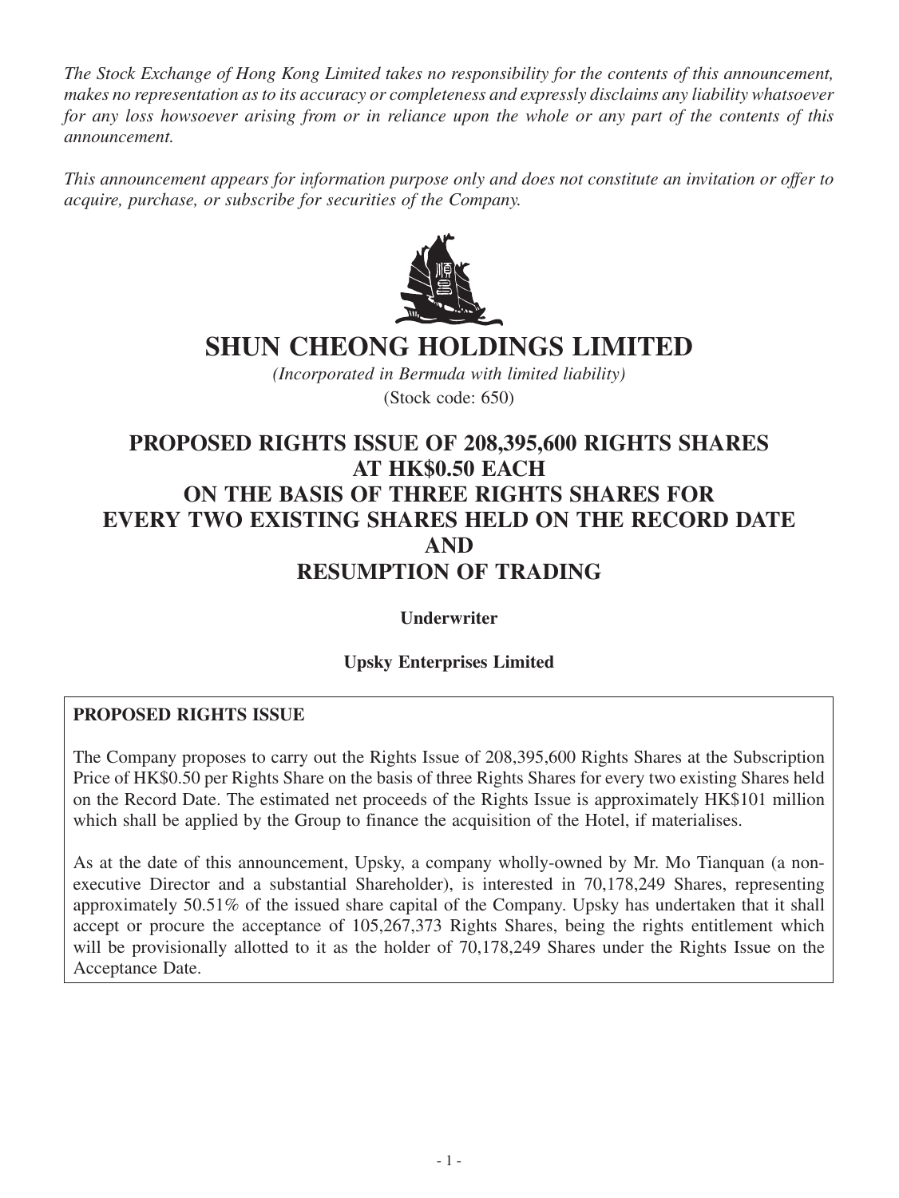*The Stock Exchange of Hong Kong Limited takes no responsibility for the contents of this announcement, makes no representation as to its accuracy or completeness and expressly disclaims any liability whatsoever for any loss howsoever arising from or in reliance upon the whole or any part of the contents of this announcement.*

*This announcement appears for information purpose only and does not constitute an invitation or offer to acquire, purchase, or subscribe for securities of the Company.*

# SHUN CHEONG HOLDINGS LIMITED

*(Incorporated in Bermuda with limited liability)*

(Stock code: 650)

## PROPOSED RIGHTS ISSUE OF 208,395,600 RIGHTS SHARES AT HK$0.50 EACH ON THE BASIS OF THREE RIGHTS SHARES FOR EVERY TWO EXISTING SHARES HELD ON THE RECORD DATE AND RESUMPTION OF TRADING

**Underwriter**

**Upsky Enterprises Limited**

**PROPOSED RIGHTS ISSUE**

The Company proposes to carry out the Rights Issue of 208,395,600 Rights Shares at the Subscription Price of HK$0.50 per Rights Share on the basis of three Rights Shares for every two existing Shares held on the Record Date. The estimated net proceeds of the Rights Issue is approximately HK$101 million which shall be applied by the Group to finance the acquisition of the Hotel, if materialises.

As at the date of this announcement, Upsky, a company wholly-owned by Mr. Mo Tianquan (a non-executive Director and a substantial Shareholder), is interested in 70,178,249 Shares, representing approximately 50.51% of the issued share capital of the Company. Upsky has undertaken that it shall accept or procure the acceptance of 105,267,373 Rights Shares, being the rights entitlement which will be provisionally allotted to it as the holder of 70,178,249 Shares under the Rights Issue on the Acceptance Date.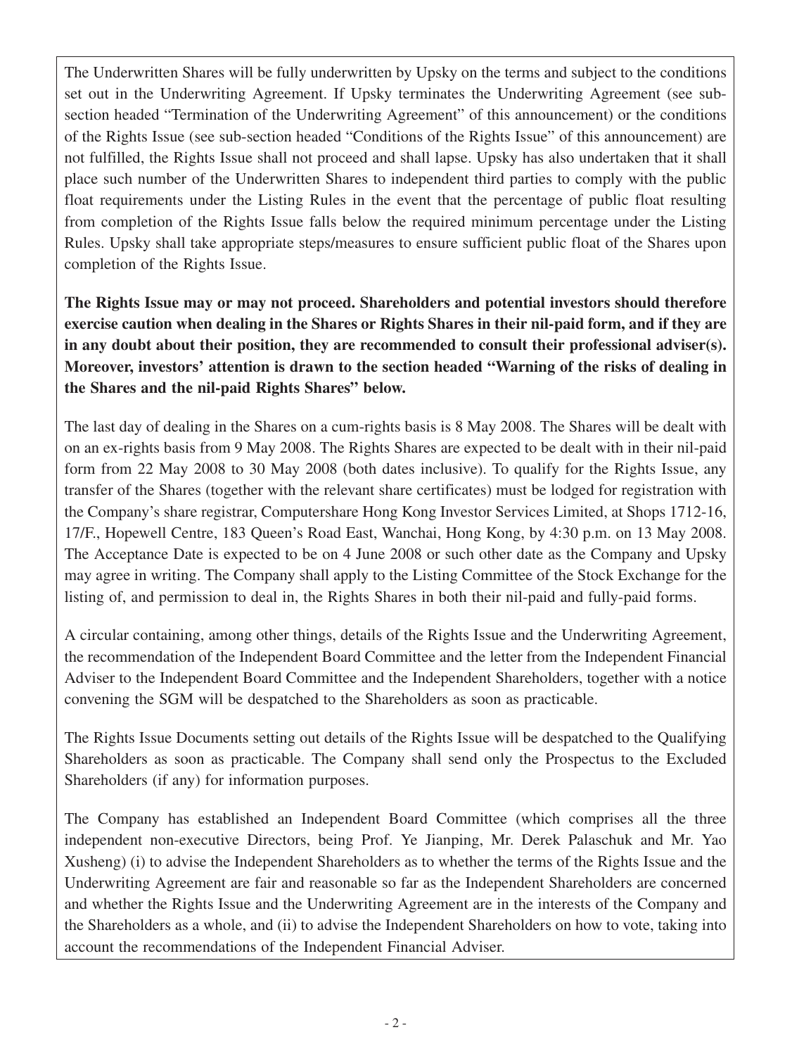The Underwritten Shares will be fully underwritten by Upsky on the terms and subject to the conditions set out in the Underwriting Agreement. If Upsky terminates the Underwriting Agreement (see sub-section headed "Termination of the Underwriting Agreement" of this announcement) or the conditions of the Rights Issue (see sub-section headed "Conditions of the Rights Issue" of this announcement) are not fulfilled, the Rights Issue shall not proceed and shall lapse. Upsky has also undertaken that it shall place such number of the Underwritten Shares to independent third parties to comply with the public float requirements under the Listing Rules in the event that the percentage of public float resulting from completion of the Rights Issue falls below the required minimum percentage under the Listing Rules. Upsky shall take appropriate steps/measures to ensure sufficient public float of the Shares upon completion of the Rights Issue.

**The Rights Issue may or may not proceed. Shareholders and potential investors should therefore exercise caution when dealing in the Shares or Rights Shares in their nil-paid form, and if they are in any doubt about their position, they are recommended to consult their professional adviser(s). Moreover, investors' attention is drawn to the section headed "Warning of the risks of dealing in the Shares and the nil-paid Rights Shares" below.**

The last day of dealing in the Shares on a cum-rights basis is 8 May 2008. The Shares will be dealt with on an ex-rights basis from 9 May 2008. The Rights Shares are expected to be dealt with in their nil-paid form from 22 May 2008 to 30 May 2008 (both dates inclusive). To qualify for the Rights Issue, any transfer of the Shares (together with the relevant share certificates) must be lodged for registration with the Company's share registrar, Computershare Hong Kong Investor Services Limited, at Shops 1712-16, 17/F., Hopewell Centre, 183 Queen's Road East, Wanchai, Hong Kong, by 4:30 p.m. on 13 May 2008. The Acceptance Date is expected to be on 4 June 2008 or such other date as the Company and Upsky may agree in writing. The Company shall apply to the Listing Committee of the Stock Exchange for the listing of, and permission to deal in, the Rights Shares in both their nil-paid and fully-paid forms.

A circular containing, among other things, details of the Rights Issue and the Underwriting Agreement, the recommendation of the Independent Board Committee and the letter from the Independent Financial Adviser to the Independent Board Committee and the Independent Shareholders, together with a notice convening the SGM will be despatched to the Shareholders as soon as practicable.

The Rights Issue Documents setting out details of the Rights Issue will be despatched to the Qualifying Shareholders as soon as practicable. The Company shall send only the Prospectus to the Excluded Shareholders (if any) for information purposes.

The Company has established an Independent Board Committee (which comprises all the three independent non-executive Directors, being Prof. Ye Jianping, Mr. Derek Palaschuk and Mr. Yao Xusheng) (i) to advise the Independent Shareholders as to whether the terms of the Rights Issue and the Underwriting Agreement are fair and reasonable so far as the Independent Shareholders are concerned and whether the Rights Issue and the Underwriting Agreement are in the interests of the Company and the Shareholders as a whole, and (ii) to advise the Independent Shareholders on how to vote, taking into account the recommendations of the Independent Financial Adviser.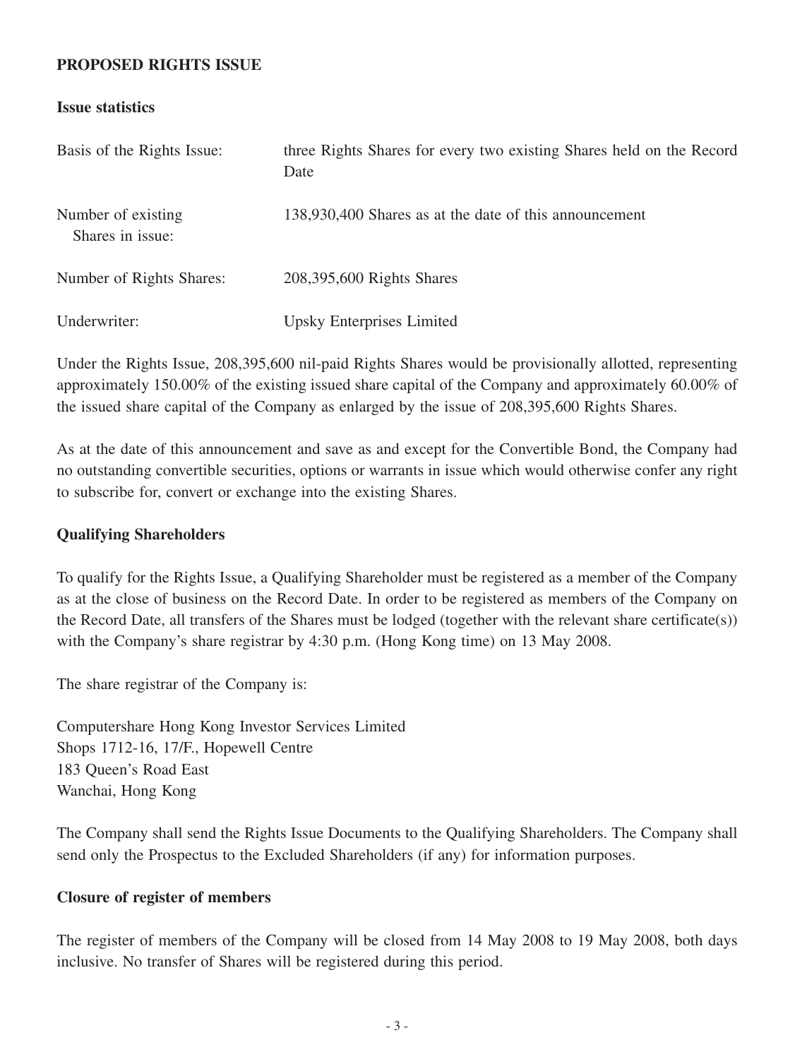**PROPOSED RIGHTS ISSUE**

**Issue statistics**

| | |
|---|---|
| Basis of the Rights Issue: | three Rights Shares for every two existing Shares held on the Record Date |
| Number of existing Shares in issue: | 138,930,400 Shares as at the date of this announcement |
| Number of Rights Shares: | 208,395,600 Rights Shares |
| Underwriter: | Upsky Enterprises Limited |

Under the Rights Issue, 208,395,600 nil-paid Rights Shares would be provisionally allotted, representing approximately 150.00% of the existing issued share capital of the Company and approximately 60.00% of the issued share capital of the Company as enlarged by the issue of 208,395,600 Rights Shares.

As at the date of this announcement and save as and except for the Convertible Bond, the Company had no outstanding convertible securities, options or warrants in issue which would otherwise confer any right to subscribe for, convert or exchange into the existing Shares.

**Qualifying Shareholders**

To qualify for the Rights Issue, a Qualifying Shareholder must be registered as a member of the Company as at the close of business on the Record Date. In order to be registered as members of the Company on the Record Date, all transfers of the Shares must be lodged (together with the relevant share certificate(s)) with the Company's share registrar by 4:30 p.m. (Hong Kong time) on 13 May 2008.

The share registrar of the Company is:

Computershare Hong Kong Investor Services Limited
Shops 1712-16, 17/F., Hopewell Centre
183 Queen's Road East
Wanchai, Hong Kong

The Company shall send the Rights Issue Documents to the Qualifying Shareholders. The Company shall send only the Prospectus to the Excluded Shareholders (if any) for information purposes.

**Closure of register of members**

The register of members of the Company will be closed from 14 May 2008 to 19 May 2008, both days inclusive. No transfer of Shares will be registered during this period.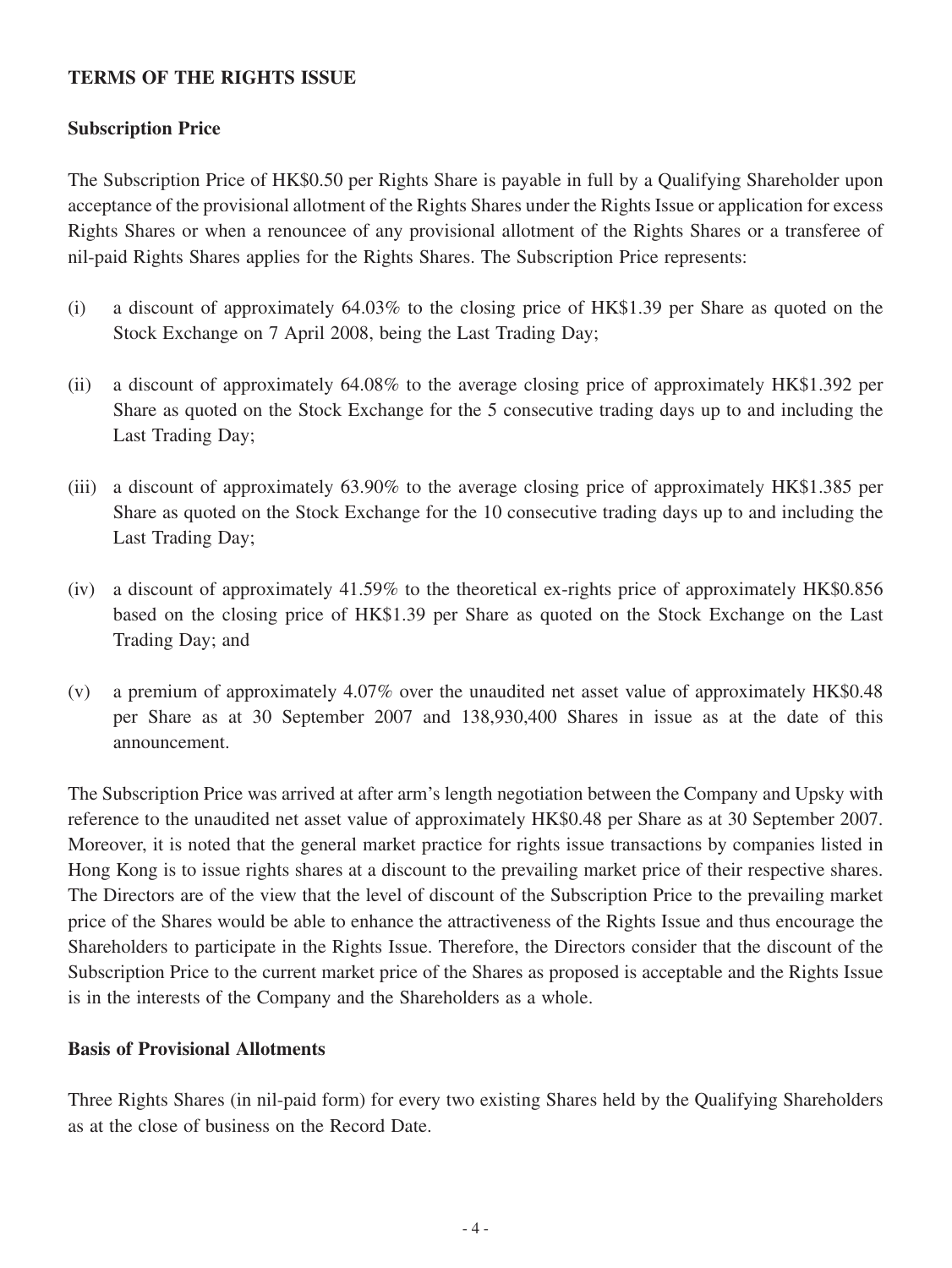**TERMS OF THE RIGHTS ISSUE**

**Subscription Price**

The Subscription Price of HK$0.50 per Rights Share is payable in full by a Qualifying Shareholder upon acceptance of the provisional allotment of the Rights Shares under the Rights Issue or application for excess Rights Shares or when a renouncee of any provisional allotment of the Rights Shares or a transferee of nil-paid Rights Shares applies for the Rights Shares. The Subscription Price represents:

(i) a discount of approximately 64.03% to the closing price of HK$1.39 per Share as quoted on the Stock Exchange on 7 April 2008, being the Last Trading Day;

(ii) a discount of approximately 64.08% to the average closing price of approximately HK$1.392 per Share as quoted on the Stock Exchange for the 5 consecutive trading days up to and including the Last Trading Day;

(iii) a discount of approximately 63.90% to the average closing price of approximately HK$1.385 per Share as quoted on the Stock Exchange for the 10 consecutive trading days up to and including the Last Trading Day;

(iv) a discount of approximately 41.59% to the theoretical ex-rights price of approximately HK$0.856 based on the closing price of HK$1.39 per Share as quoted on the Stock Exchange on the Last Trading Day; and

(v) a premium of approximately 4.07% over the unaudited net asset value of approximately HK$0.48 per Share as at 30 September 2007 and 138,930,400 Shares in issue as at the date of this announcement.

The Subscription Price was arrived at after arm's length negotiation between the Company and Upsky with reference to the unaudited net asset value of approximately HK$0.48 per Share as at 30 September 2007. Moreover, it is noted that the general market practice for rights issue transactions by companies listed in Hong Kong is to issue rights shares at a discount to the prevailing market price of their respective shares. The Directors are of the view that the level of discount of the Subscription Price to the prevailing market price of the Shares would be able to enhance the attractiveness of the Rights Issue and thus encourage the Shareholders to participate in the Rights Issue. Therefore, the Directors consider that the discount of the Subscription Price to the current market price of the Shares as proposed is acceptable and the Rights Issue is in the interests of the Company and the Shareholders as a whole.

**Basis of Provisional Allotments**

Three Rights Shares (in nil-paid form) for every two existing Shares held by the Qualifying Shareholders as at the close of business on the Record Date.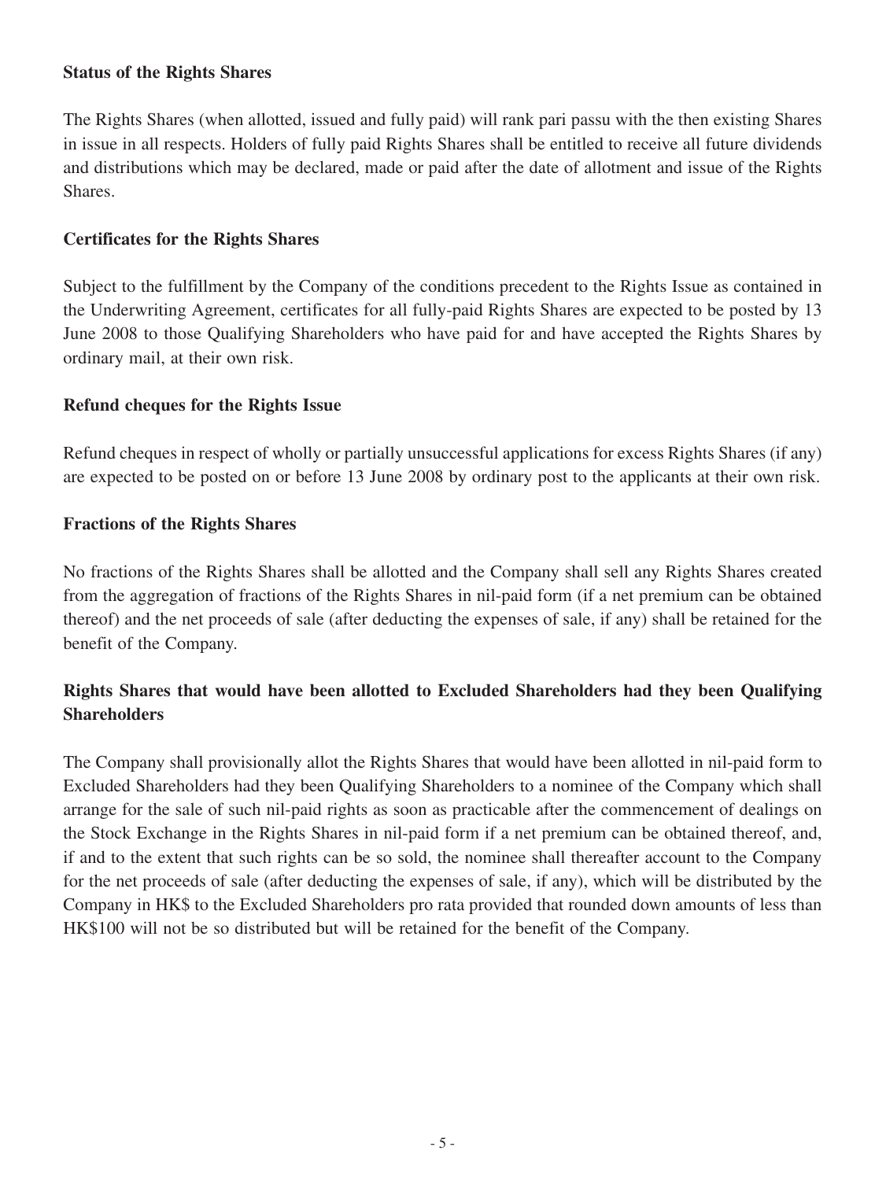**Status of the Rights Shares**

The Rights Shares (when allotted, issued and fully paid) will rank pari passu with the then existing Shares in issue in all respects. Holders of fully paid Rights Shares shall be entitled to receive all future dividends and distributions which may be declared, made or paid after the date of allotment and issue of the Rights Shares.

**Certificates for the Rights Shares**

Subject to the fulfillment by the Company of the conditions precedent to the Rights Issue as contained in the Underwriting Agreement, certificates for all fully-paid Rights Shares are expected to be posted by 13 June 2008 to those Qualifying Shareholders who have paid for and have accepted the Rights Shares by ordinary mail, at their own risk.

**Refund cheques for the Rights Issue**

Refund cheques in respect of wholly or partially unsuccessful applications for excess Rights Shares (if any) are expected to be posted on or before 13 June 2008 by ordinary post to the applicants at their own risk.

**Fractions of the Rights Shares**

No fractions of the Rights Shares shall be allotted and the Company shall sell any Rights Shares created from the aggregation of fractions of the Rights Shares in nil-paid form (if a net premium can be obtained thereof) and the net proceeds of sale (after deducting the expenses of sale, if any) shall be retained for the benefit of the Company.

**Rights Shares that would have been allotted to Excluded Shareholders had they been Qualifying Shareholders**

The Company shall provisionally allot the Rights Shares that would have been allotted in nil-paid form to Excluded Shareholders had they been Qualifying Shareholders to a nominee of the Company which shall arrange for the sale of such nil-paid rights as soon as practicable after the commencement of dealings on the Stock Exchange in the Rights Shares in nil-paid form if a net premium can be obtained thereof, and, if and to the extent that such rights can be so sold, the nominee shall thereafter account to the Company for the net proceeds of sale (after deducting the expenses of sale, if any), which will be distributed by the Company in HK$ to the Excluded Shareholders pro rata provided that rounded down amounts of less than HK$100 will not be so distributed but will be retained for the benefit of the Company.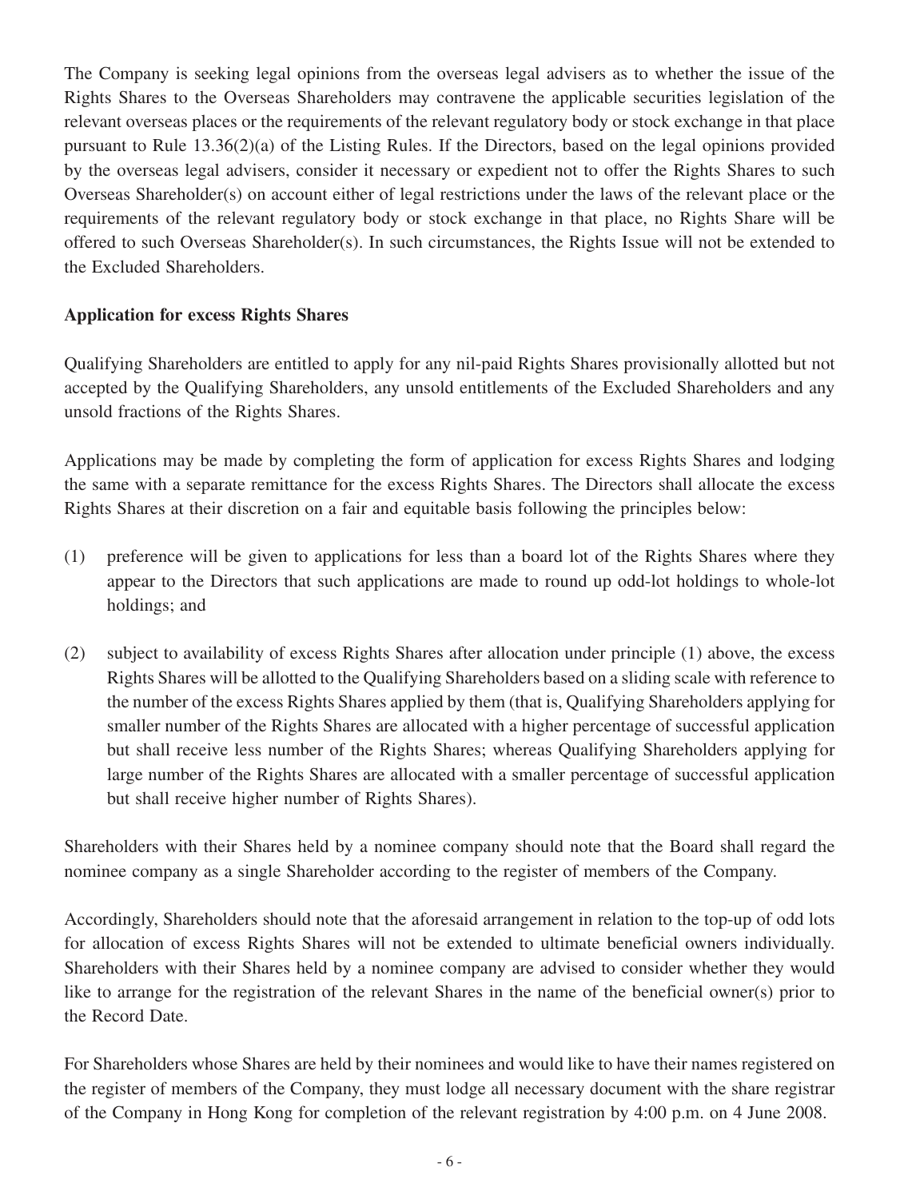The Company is seeking legal opinions from the overseas legal advisers as to whether the issue of the Rights Shares to the Overseas Shareholders may contravene the applicable securities legislation of the relevant overseas places or the requirements of the relevant regulatory body or stock exchange in that place pursuant to Rule 13.36(2)(a) of the Listing Rules. If the Directors, based on the legal opinions provided by the overseas legal advisers, consider it necessary or expedient not to offer the Rights Shares to such Overseas Shareholder(s) on account either of legal restrictions under the laws of the relevant place or the requirements of the relevant regulatory body or stock exchange in that place, no Rights Share will be offered to such Overseas Shareholder(s). In such circumstances, the Rights Issue will not be extended to the Excluded Shareholders.

**Application for excess Rights Shares**

Qualifying Shareholders are entitled to apply for any nil-paid Rights Shares provisionally allotted but not accepted by the Qualifying Shareholders, any unsold entitlements of the Excluded Shareholders and any unsold fractions of the Rights Shares.

Applications may be made by completing the form of application for excess Rights Shares and lodging the same with a separate remittance for the excess Rights Shares. The Directors shall allocate the excess Rights Shares at their discretion on a fair and equitable basis following the principles below:

(1) preference will be given to applications for less than a board lot of the Rights Shares where they appear to the Directors that such applications are made to round up odd-lot holdings to whole-lot holdings; and

(2) subject to availability of excess Rights Shares after allocation under principle (1) above, the excess Rights Shares will be allotted to the Qualifying Shareholders based on a sliding scale with reference to the number of the excess Rights Shares applied by them (that is, Qualifying Shareholders applying for smaller number of the Rights Shares are allocated with a higher percentage of successful application but shall receive less number of the Rights Shares; whereas Qualifying Shareholders applying for large number of the Rights Shares are allocated with a smaller percentage of successful application but shall receive higher number of Rights Shares).

Shareholders with their Shares held by a nominee company should note that the Board shall regard the nominee company as a single Shareholder according to the register of members of the Company.

Accordingly, Shareholders should note that the aforesaid arrangement in relation to the top-up of odd lots for allocation of excess Rights Shares will not be extended to ultimate beneficial owners individually. Shareholders with their Shares held by a nominee company are advised to consider whether they would like to arrange for the registration of the relevant Shares in the name of the beneficial owner(s) prior to the Record Date.

For Shareholders whose Shares are held by their nominees and would like to have their names registered on the register of members of the Company, they must lodge all necessary document with the share registrar of the Company in Hong Kong for completion of the relevant registration by 4:00 p.m. on 4 June 2008.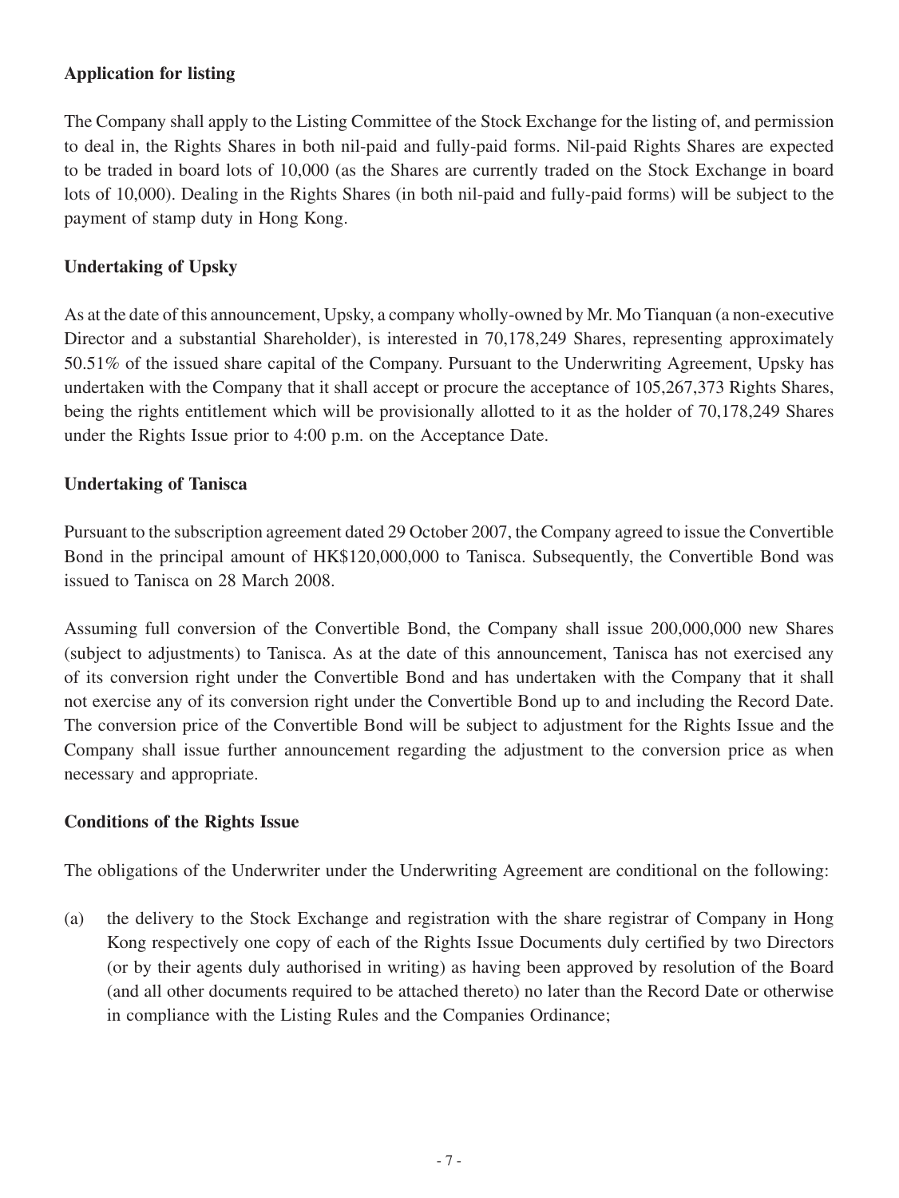**Application for listing**

The Company shall apply to the Listing Committee of the Stock Exchange for the listing of, and permission to deal in, the Rights Shares in both nil-paid and fully-paid forms. Nil-paid Rights Shares are expected to be traded in board lots of 10,000 (as the Shares are currently traded on the Stock Exchange in board lots of 10,000). Dealing in the Rights Shares (in both nil-paid and fully-paid forms) will be subject to the payment of stamp duty in Hong Kong.

**Undertaking of Upsky**

As at the date of this announcement, Upsky, a company wholly-owned by Mr. Mo Tianquan (a non-executive Director and a substantial Shareholder), is interested in 70,178,249 Shares, representing approximately 50.51% of the issued share capital of the Company. Pursuant to the Underwriting Agreement, Upsky has undertaken with the Company that it shall accept or procure the acceptance of 105,267,373 Rights Shares, being the rights entitlement which will be provisionally allotted to it as the holder of 70,178,249 Shares under the Rights Issue prior to 4:00 p.m. on the Acceptance Date.

**Undertaking of Tanisca**

Pursuant to the subscription agreement dated 29 October 2007, the Company agreed to issue the Convertible Bond in the principal amount of HK$120,000,000 to Tanisca. Subsequently, the Convertible Bond was issued to Tanisca on 28 March 2008.

Assuming full conversion of the Convertible Bond, the Company shall issue 200,000,000 new Shares (subject to adjustments) to Tanisca. As at the date of this announcement, Tanisca has not exercised any of its conversion right under the Convertible Bond and has undertaken with the Company that it shall not exercise any of its conversion right under the Convertible Bond up to and including the Record Date. The conversion price of the Convertible Bond will be subject to adjustment for the Rights Issue and the Company shall issue further announcement regarding the adjustment to the conversion price as when necessary and appropriate.

**Conditions of the Rights Issue**

The obligations of the Underwriter under the Underwriting Agreement are conditional on the following:

(a) the delivery to the Stock Exchange and registration with the share registrar of Company in Hong Kong respectively one copy of each of the Rights Issue Documents duly certified by two Directors (or by their agents duly authorised in writing) as having been approved by resolution of the Board (and all other documents required to be attached thereto) no later than the Record Date or otherwise in compliance with the Listing Rules and the Companies Ordinance;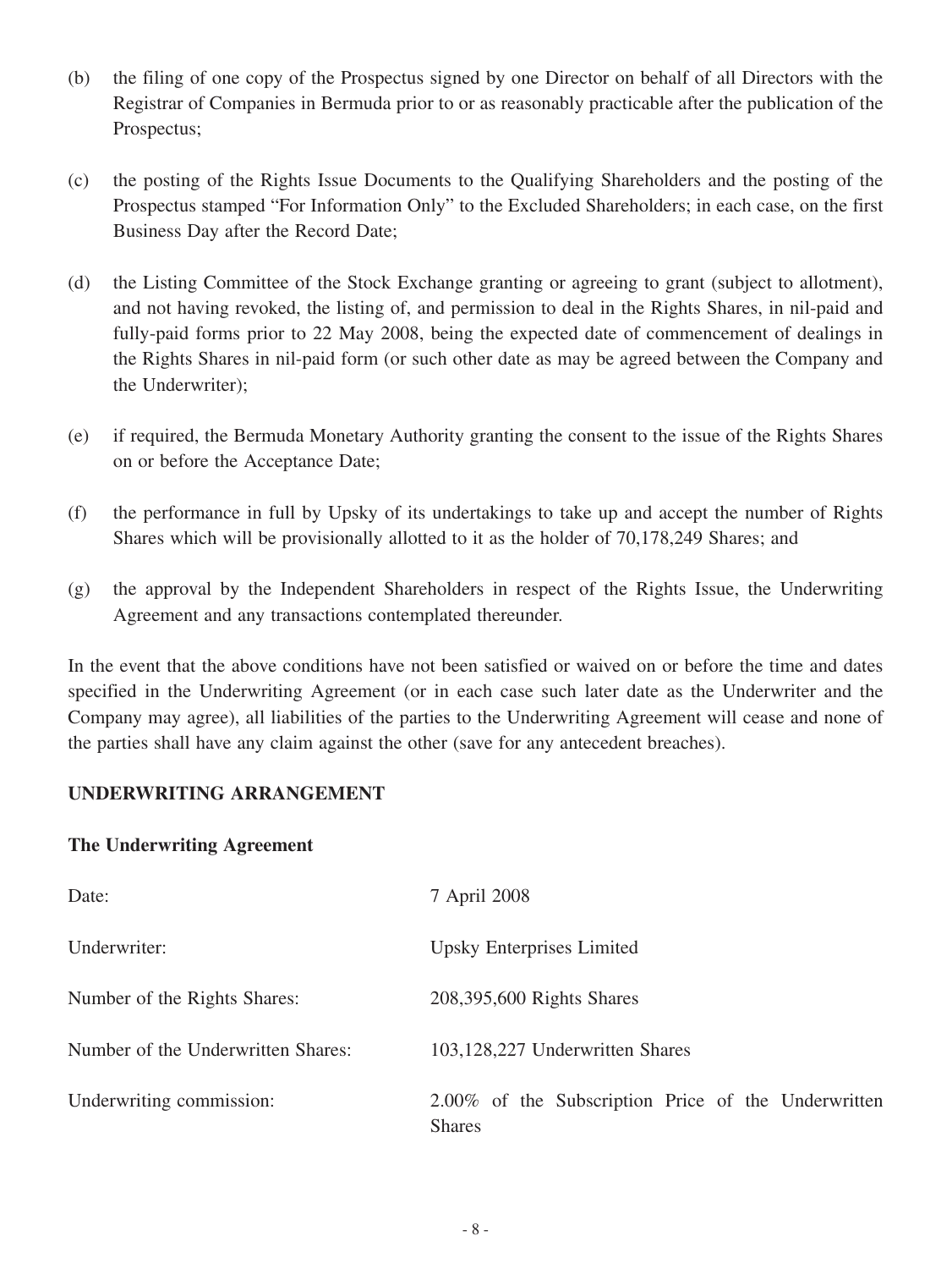(b) the filing of one copy of the Prospectus signed by one Director on behalf of all Directors with the Registrar of Companies in Bermuda prior to or as reasonably practicable after the publication of the Prospectus;

(c) the posting of the Rights Issue Documents to the Qualifying Shareholders and the posting of the Prospectus stamped "For Information Only" to the Excluded Shareholders; in each case, on the first Business Day after the Record Date;

(d) the Listing Committee of the Stock Exchange granting or agreeing to grant (subject to allotment), and not having revoked, the listing of, and permission to deal in the Rights Shares, in nil-paid and fully-paid forms prior to 22 May 2008, being the expected date of commencement of dealings in the Rights Shares in nil-paid form (or such other date as may be agreed between the Company and the Underwriter);

(e) if required, the Bermuda Monetary Authority granting the consent to the issue of the Rights Shares on or before the Acceptance Date;

(f) the performance in full by Upsky of its undertakings to take up and accept the number of Rights Shares which will be provisionally allotted to it as the holder of 70,178,249 Shares; and

(g) the approval by the Independent Shareholders in respect of the Rights Issue, the Underwriting Agreement and any transactions contemplated thereunder.

In the event that the above conditions have not been satisfied or waived on or before the time and dates specified in the Underwriting Agreement (or in each case such later date as the Underwriter and the Company may agree), all liabilities of the parties to the Underwriting Agreement will cease and none of the parties shall have any claim against the other (save for any antecedent breaches).

**UNDERWRITING ARRANGEMENT**

**The Underwriting Agreement**

| | |
|---|---|
| Date: | 7 April 2008 |
| Underwriter: | Upsky Enterprises Limited |
| Number of the Rights Shares: | 208,395,600 Rights Shares |
| Number of the Underwritten Shares: | 103,128,227 Underwritten Shares |
| Underwriting commission: | 2.00% of the Subscription Price of the Underwritten Shares |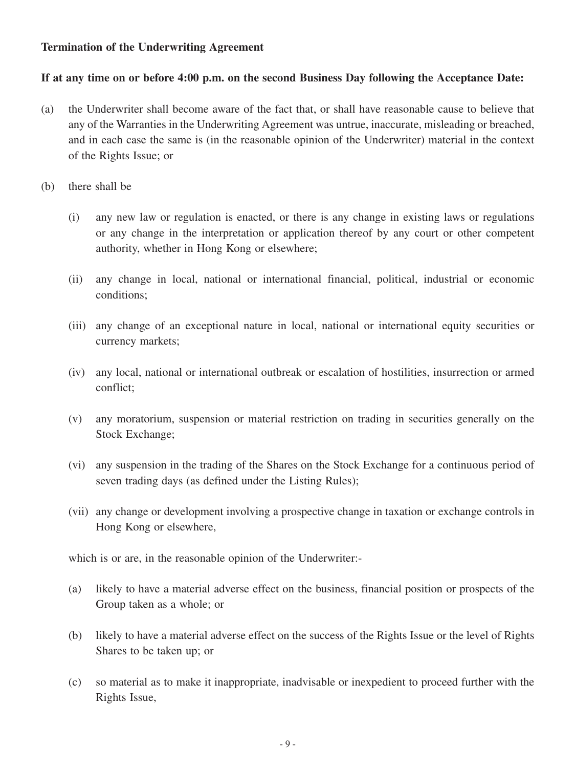**Termination of the Underwriting Agreement**

**If at any time on or before 4:00 p.m. on the second Business Day following the Acceptance Date:**

(a) the Underwriter shall become aware of the fact that, or shall have reasonable cause to believe that any of the Warranties in the Underwriting Agreement was untrue, inaccurate, misleading or breached, and in each case the same is (in the reasonable opinion of the Underwriter) material in the context of the Rights Issue; or

(b) there shall be

   (i) any new law or regulation is enacted, or there is any change in existing laws or regulations or any change in the interpretation or application thereof by any court or other competent authority, whether in Hong Kong or elsewhere;

   (ii) any change in local, national or international financial, political, industrial or economic conditions;

   (iii) any change of an exceptional nature in local, national or international equity securities or currency markets;

   (iv) any local, national or international outbreak or escalation of hostilities, insurrection or armed conflict;

   (v) any moratorium, suspension or material restriction on trading in securities generally on the Stock Exchange;

   (vi) any suspension in the trading of the Shares on the Stock Exchange for a continuous period of seven trading days (as defined under the Listing Rules);

   (vii) any change or development involving a prospective change in taxation or exchange controls in Hong Kong or elsewhere,

   which is or are, in the reasonable opinion of the Underwriter:-

   (a) likely to have a material adverse effect on the business, financial position or prospects of the Group taken as a whole; or

   (b) likely to have a material adverse effect on the success of the Rights Issue or the level of Rights Shares to be taken up; or

   (c) so material as to make it inappropriate, inadvisable or inexpedient to proceed further with the Rights Issue,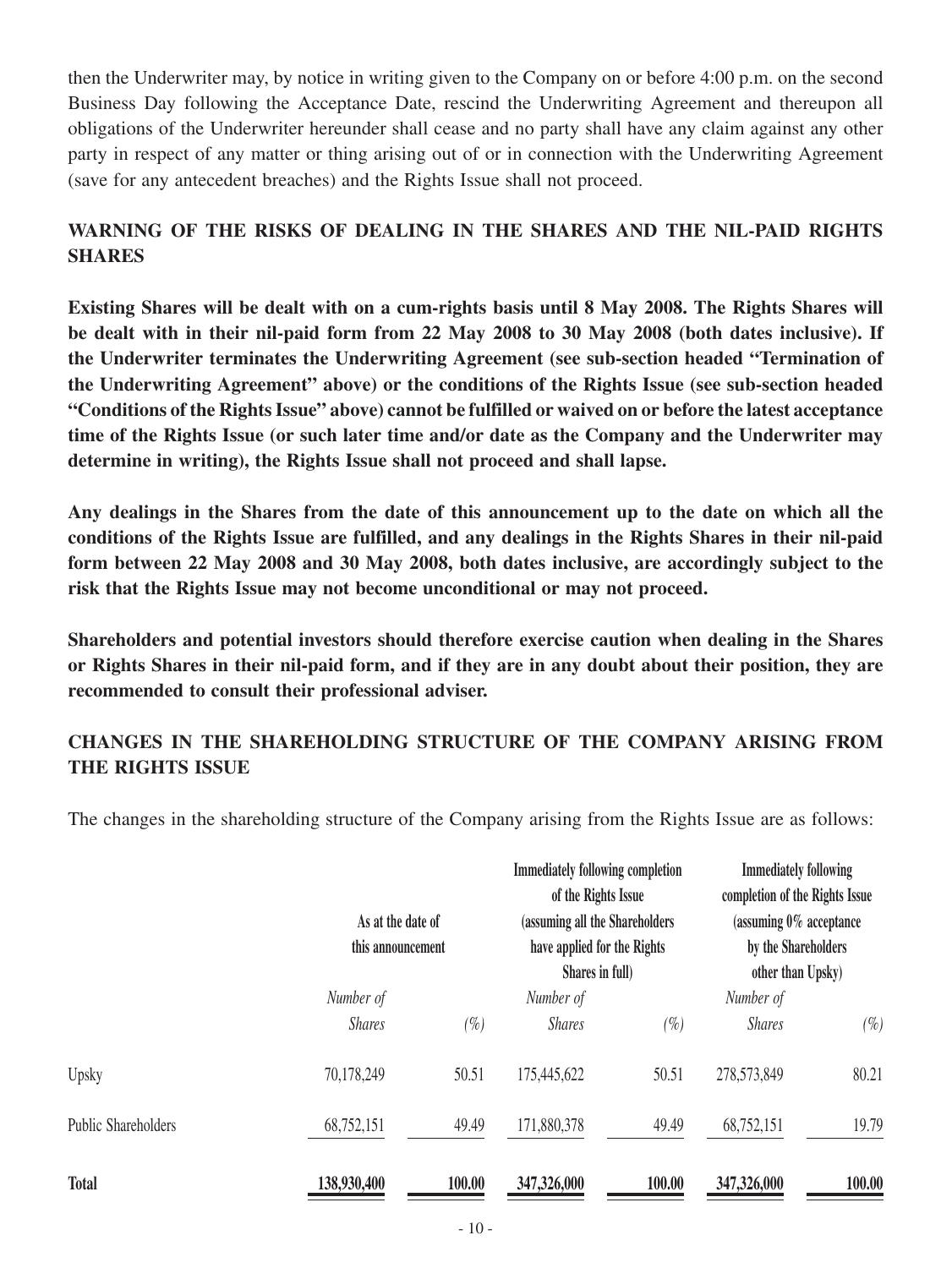then the Underwriter may, by notice in writing given to the Company on or before 4:00 p.m. on the second Business Day following the Acceptance Date, rescind the Underwriting Agreement and thereupon all obligations of the Underwriter hereunder shall cease and no party shall have any claim against any other party in respect of any matter or thing arising out of or in connection with the Underwriting Agreement (save for any antecedent breaches) and the Rights Issue shall not proceed.

## WARNING OF THE RISKS OF DEALING IN THE SHARES AND THE NIL-PAID RIGHTS SHARES

**Existing Shares will be dealt with on a cum-rights basis until 8 May 2008. The Rights Shares will be dealt with in their nil-paid form from 22 May 2008 to 30 May 2008 (both dates inclusive). If the Underwriter terminates the Underwriting Agreement (see sub-section headed "Termination of the Underwriting Agreement" above) or the conditions of the Rights Issue (see sub-section headed "Conditions of the Rights Issue" above) cannot be fulfilled or waived on or before the latest acceptance time of the Rights Issue (or such later time and/or date as the Company and the Underwriter may determine in writing), the Rights Issue shall not proceed and shall lapse.**

**Any dealings in the Shares from the date of this announcement up to the date on which all the conditions of the Rights Issue are fulfilled, and any dealings in the Rights Shares in their nil-paid form between 22 May 2008 and 30 May 2008, both dates inclusive, are accordingly subject to the risk that the Rights Issue may not become unconditional or may not proceed.**

**Shareholders and potential investors should therefore exercise caution when dealing in the Shares or Rights Shares in their nil-paid form, and if they are in any doubt about their position, they are recommended to consult their professional adviser.**

## CHANGES IN THE SHAREHOLDING STRUCTURE OF THE COMPANY ARISING FROM THE RIGHTS ISSUE

The changes in the shareholding structure of the Company arising from the Rights Issue are as follows:

| | As at the date of this announcement | | Immediately following completion of the Rights Issue (assuming all the Shareholders have applied for the Rights Shares in full) | | Immediately following completion of the Rights Issue (assuming 0% acceptance by the Shareholders other than Upsky) | |
|---|---|---|---|---|---|---|
| | *Number of Shares* | *(%)* | *Number of Shares* | *(%)* | *Number of Shares* | *(%)* |
| Upsky | 70,178,249 | 50.51 | 175,445,622 | 50.51 | 278,573,849 | 80.21 |
| Public Shareholders | 68,752,151 | 49.49 | 171,880,378 | 49.49 | 68,752,151 | 19.79 |
| **Total** | **138,930,400** | **100.00** | **347,326,000** | **100.00** | **347,326,000** | **100.00** |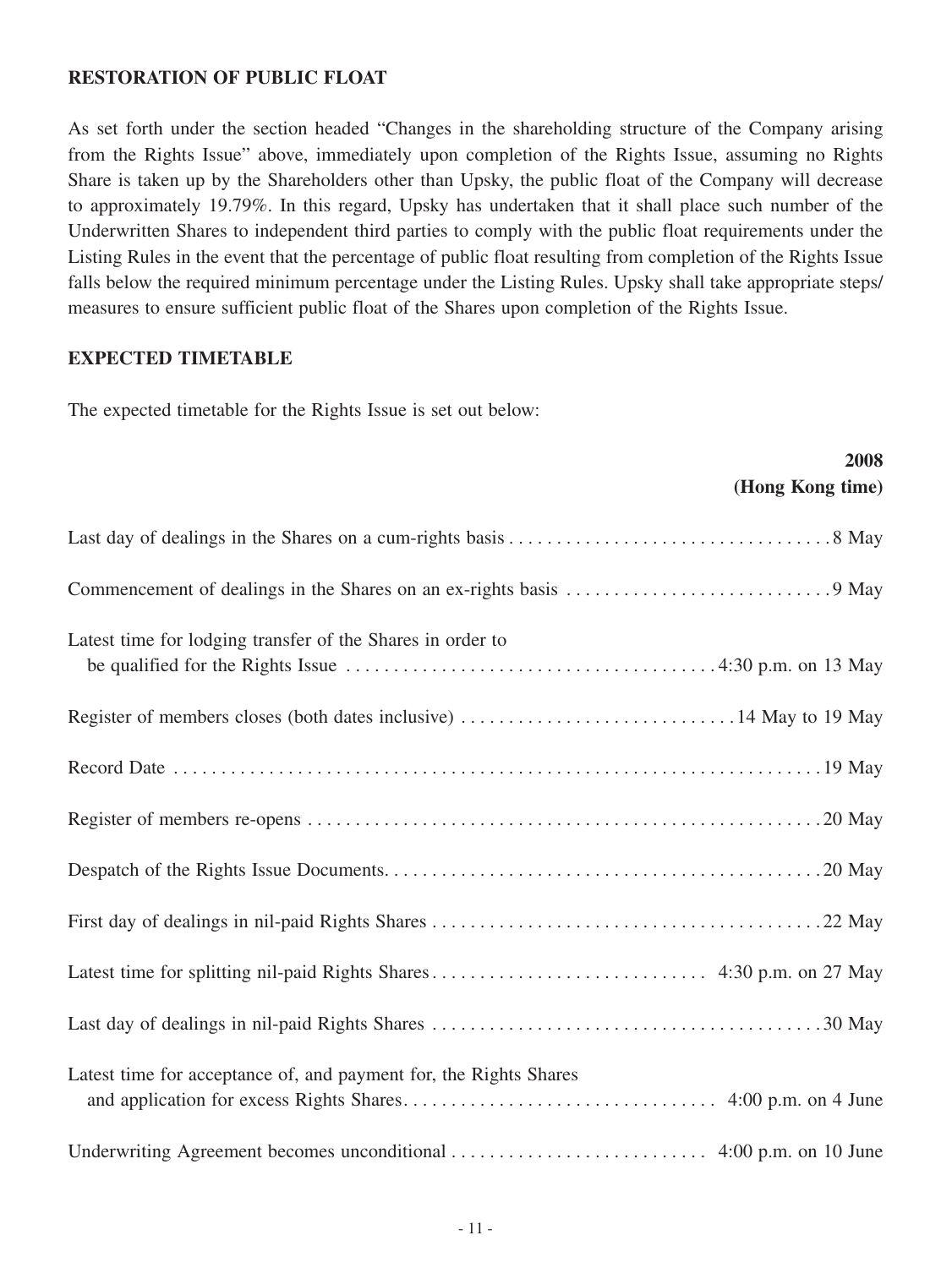**RESTORATION OF PUBLIC FLOAT**

As set forth under the section headed "Changes in the shareholding structure of the Company arising from the Rights Issue" above, immediately upon completion of the Rights Issue, assuming no Rights Share is taken up by the Shareholders other than Upsky, the public float of the Company will decrease to approximately 19.79%. In this regard, Upsky has undertaken that it shall place such number of the Underwritten Shares to independent third parties to comply with the public float requirements under the Listing Rules in the event that the percentage of public float resulting from completion of the Rights Issue falls below the required minimum percentage under the Listing Rules. Upsky shall take appropriate steps/ measures to ensure sufficient public float of the Shares upon completion of the Rights Issue.

**EXPECTED TIMETABLE**

The expected timetable for the Rights Issue is set out below:

| | **2008** **(Hong Kong time)** |
|---|---|
| Last day of dealings in the Shares on a cum-rights basis | 8 May |
| Commencement of dealings in the Shares on an ex-rights basis | 9 May |
| Latest time for lodging transfer of the Shares in order to be qualified for the Rights Issue | 4:30 p.m. on 13 May |
| Register of members closes (both dates inclusive) | 14 May to 19 May |
| Record Date | 19 May |
| Register of members re-opens | 20 May |
| Despatch of the Rights Issue Documents | 20 May |
| First day of dealings in nil-paid Rights Shares | 22 May |
| Latest time for splitting nil-paid Rights Shares | 4:30 p.m. on 27 May |
| Last day of dealings in nil-paid Rights Shares | 30 May |
| Latest time for acceptance of, and payment for, the Rights Shares and application for excess Rights Shares | 4:00 p.m. on 4 June |
| Underwriting Agreement becomes unconditional | 4:00 p.m. on 10 June |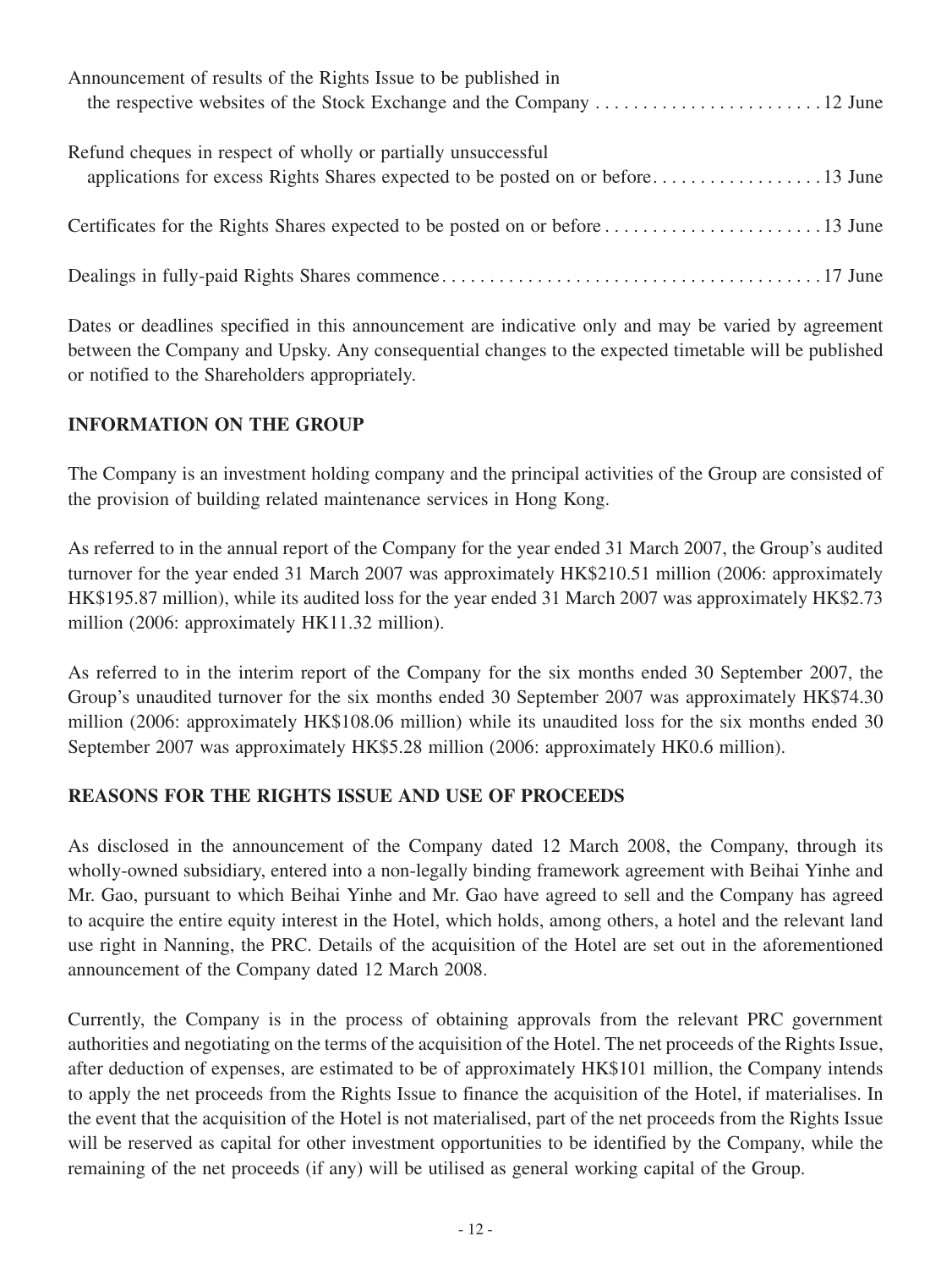Announcement of results of the Rights Issue to be published in the respective websites of the Stock Exchange and the Company . . . . . . . . . . . . . . . . . . . . . . . . 12 June

Refund cheques in respect of wholly or partially unsuccessful applications for excess Rights Shares expected to be posted on or before . . . . . . . . . . . . . . . . . . 13 June

Certificates for the Rights Shares expected to be posted on or before . . . . . . . . . . . . . . . . . . . . . . . 13 June

Dealings in fully-paid Rights Shares commence . . . . . . . . . . . . . . . . . . . . . . . . . . . . . . . . . . . . . . . . 17 June

Dates or deadlines specified in this announcement are indicative only and may be varied by agreement between the Company and Upsky. Any consequential changes to the expected timetable will be published or notified to the Shareholders appropriately.

## INFORMATION ON THE GROUP

The Company is an investment holding company and the principal activities of the Group are consisted of the provision of building related maintenance services in Hong Kong.

As referred to in the annual report of the Company for the year ended 31 March 2007, the Group's audited turnover for the year ended 31 March 2007 was approximately HK$210.51 million (2006: approximately HK$195.87 million), while its audited loss for the year ended 31 March 2007 was approximately HK$2.73 million (2006: approximately HK11.32 million).

As referred to in the interim report of the Company for the six months ended 30 September 2007, the Group's unaudited turnover for the six months ended 30 September 2007 was approximately HK$74.30 million (2006: approximately HK$108.06 million) while its unaudited loss for the six months ended 30 September 2007 was approximately HK$5.28 million (2006: approximately HK0.6 million).

## REASONS FOR THE RIGHTS ISSUE AND USE OF PROCEEDS

As disclosed in the announcement of the Company dated 12 March 2008, the Company, through its wholly-owned subsidiary, entered into a non-legally binding framework agreement with Beihai Yinhe and Mr. Gao, pursuant to which Beihai Yinhe and Mr. Gao have agreed to sell and the Company has agreed to acquire the entire equity interest in the Hotel, which holds, among others, a hotel and the relevant land use right in Nanning, the PRC. Details of the acquisition of the Hotel are set out in the aforementioned announcement of the Company dated 12 March 2008.

Currently, the Company is in the process of obtaining approvals from the relevant PRC government authorities and negotiating on the terms of the acquisition of the Hotel. The net proceeds of the Rights Issue, after deduction of expenses, are estimated to be of approximately HK$101 million, the Company intends to apply the net proceeds from the Rights Issue to finance the acquisition of the Hotel, if materialises. In the event that the acquisition of the Hotel is not materialised, part of the net proceeds from the Rights Issue will be reserved as capital for other investment opportunities to be identified by the Company, while the remaining of the net proceeds (if any) will be utilised as general working capital of the Group.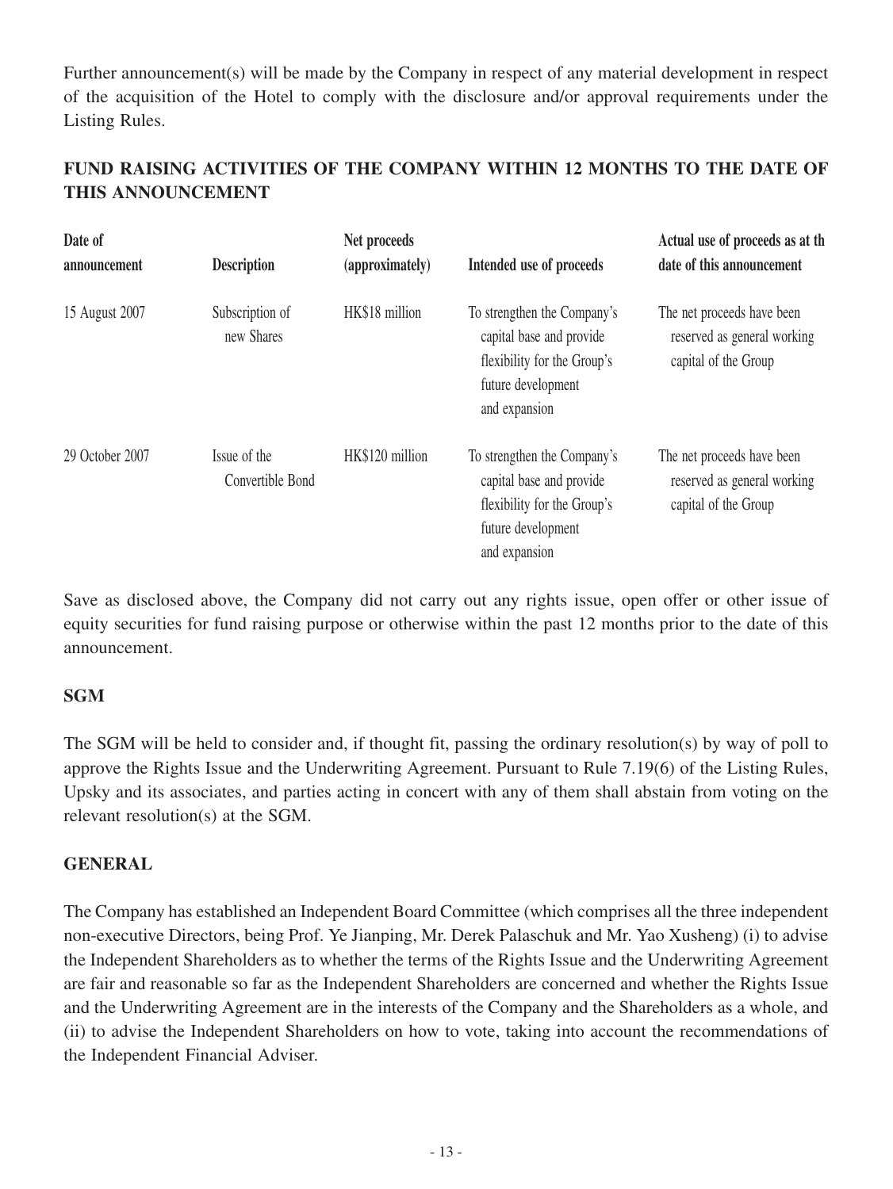Further announcement(s) will be made by the Company in respect of any material development in respect of the acquisition of the Hotel to comply with the disclosure and/or approval requirements under the Listing Rules.

## FUND RAISING ACTIVITIES OF THE COMPANY WITHIN 12 MONTHS TO THE DATE OF THIS ANNOUNCEMENT

| Date of announcement | Description | Net proceeds (approximately) | Intended use of proceeds | Actual use of proceeds as at th date of this announcement |
|---|---|---|---|---|
| 15 August 2007 | Subscription of new Shares | HK$18 million | To strengthen the Company's capital base and provide flexibility for the Group's future development and expansion | The net proceeds have been reserved as general working capital of the Group |
| 29 October 2007 | Issue of the Convertible Bond | HK$120 million | To strengthen the Company's capital base and provide flexibility for the Group's future development and expansion | The net proceeds have been reserved as general working capital of the Group |

Save as disclosed above, the Company did not carry out any rights issue, open offer or other issue of equity securities for fund raising purpose or otherwise within the past 12 months prior to the date of this announcement.

## SGM

The SGM will be held to consider and, if thought fit, passing the ordinary resolution(s) by way of poll to approve the Rights Issue and the Underwriting Agreement. Pursuant to Rule 7.19(6) of the Listing Rules, Upsky and its associates, and parties acting in concert with any of them shall abstain from voting on the relevant resolution(s) at the SGM.

## GENERAL

The Company has established an Independent Board Committee (which comprises all the three independent non-executive Directors, being Prof. Ye Jianping, Mr. Derek Palaschuk and Mr. Yao Xusheng) (i) to advise the Independent Shareholders as to whether the terms of the Rights Issue and the Underwriting Agreement are fair and reasonable so far as the Independent Shareholders are concerned and whether the Rights Issue and the Underwriting Agreement are in the interests of the Company and the Shareholders as a whole, and (ii) to advise the Independent Shareholders on how to vote, taking into account the recommendations of the Independent Financial Adviser.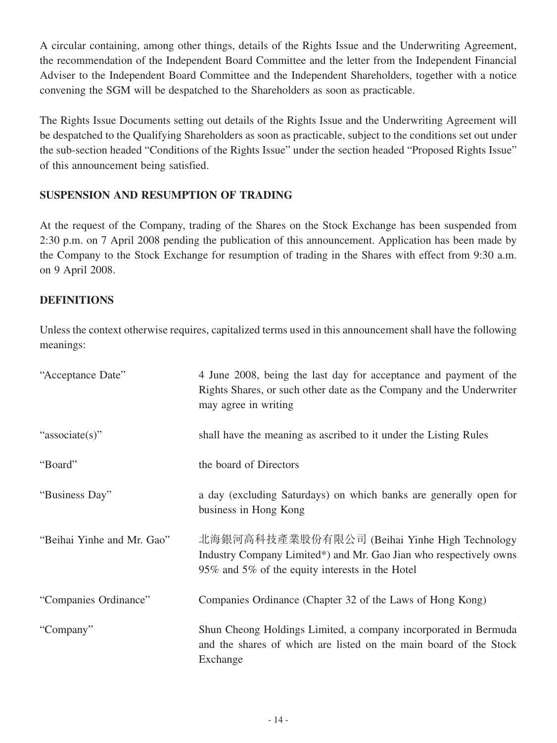A circular containing, among other things, details of the Rights Issue and the Underwriting Agreement, the recommendation of the Independent Board Committee and the letter from the Independent Financial Adviser to the Independent Board Committee and the Independent Shareholders, together with a notice convening the SGM will be despatched to the Shareholders as soon as practicable.

The Rights Issue Documents setting out details of the Rights Issue and the Underwriting Agreement will be despatched to the Qualifying Shareholders as soon as practicable, subject to the conditions set out under the sub-section headed "Conditions of the Rights Issue" under the section headed "Proposed Rights Issue" of this announcement being satisfied.

## SUSPENSION AND RESUMPTION OF TRADING

At the request of the Company, trading of the Shares on the Stock Exchange has been suspended from 2:30 p.m. on 7 April 2008 pending the publication of this announcement. Application has been made by the Company to the Stock Exchange for resumption of trading in the Shares with effect from 9:30 a.m. on 9 April 2008.

## DEFINITIONS

Unless the context otherwise requires, capitalized terms used in this announcement shall have the following meanings:

| | |
|---|---|
| "Acceptance Date" | 4 June 2008, being the last day for acceptance and payment of the Rights Shares, or such other date as the Company and the Underwriter may agree in writing |
| "associate(s)" | shall have the meaning as ascribed to it under the Listing Rules |
| "Board" | the board of Directors |
| "Business Day" | a day (excluding Saturdays) on which banks are generally open for business in Hong Kong |
| "Beihai Yinhe and Mr. Gao" | 北海銀河高科技產業股份有限公司 (Beihai Yinhe High Technology Industry Company Limited*) and Mr. Gao Jian who respectively owns 95% and 5% of the equity interests in the Hotel |
| "Companies Ordinance" | Companies Ordinance (Chapter 32 of the Laws of Hong Kong) |
| "Company" | Shun Cheong Holdings Limited, a company incorporated in Bermuda and the shares of which are listed on the main board of the Stock Exchange |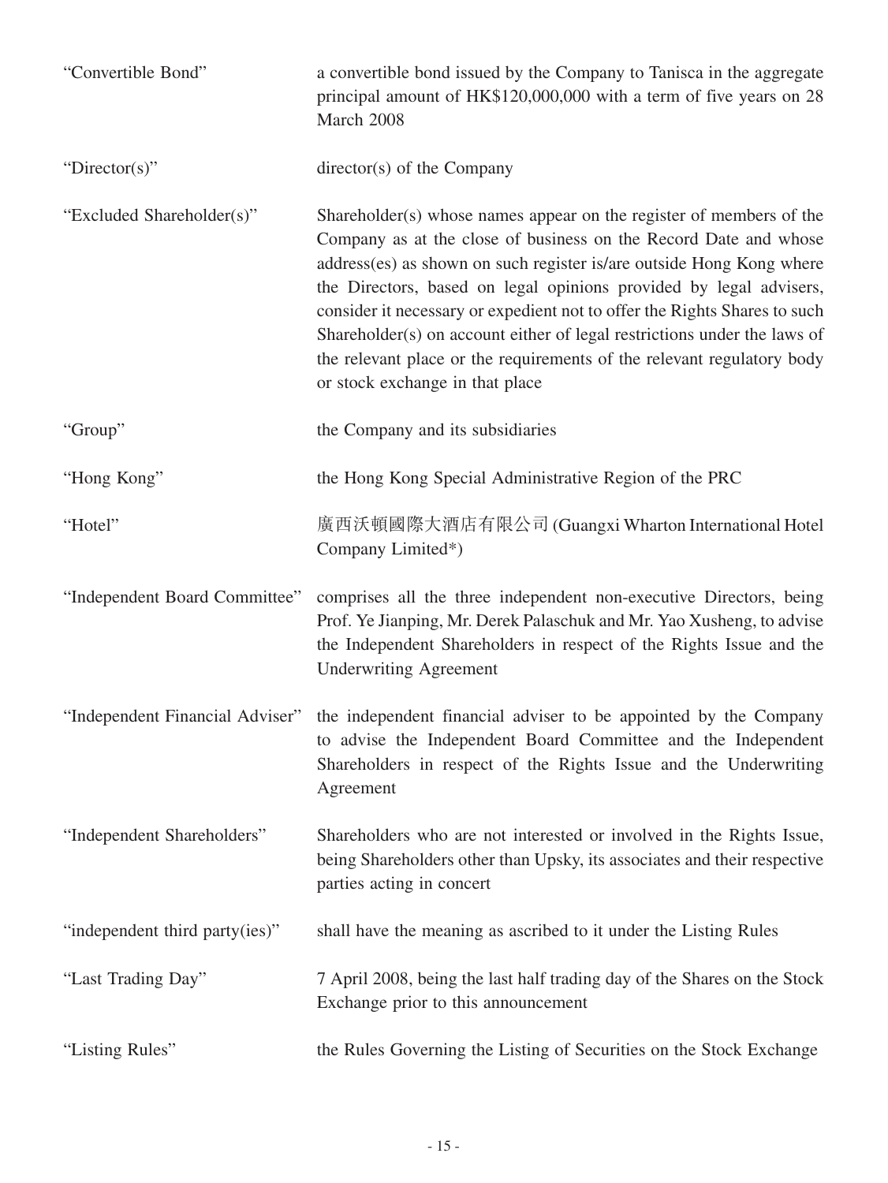| | |
|---|---|
| "Convertible Bond" | a convertible bond issued by the Company to Tanisca in the aggregate principal amount of HK$120,000,000 with a term of five years on 28 March 2008 |
| "Director(s)" | director(s) of the Company |
| "Excluded Shareholder(s)" | Shareholder(s) whose names appear on the register of members of the Company as at the close of business on the Record Date and whose address(es) as shown on such register is/are outside Hong Kong where the Directors, based on legal opinions provided by legal advisers, consider it necessary or expedient not to offer the Rights Shares to such Shareholder(s) on account either of legal restrictions under the laws of the relevant place or the requirements of the relevant regulatory body or stock exchange in that place |
| "Group" | the Company and its subsidiaries |
| "Hong Kong" | the Hong Kong Special Administrative Region of the PRC |
| "Hotel" | 廣西沃頓國際大酒店有限公司 (Guangxi Wharton International Hotel Company Limited*) |
| "Independent Board Committee" | comprises all the three independent non-executive Directors, being Prof. Ye Jianping, Mr. Derek Palaschuk and Mr. Yao Xusheng, to advise the Independent Shareholders in respect of the Rights Issue and the Underwriting Agreement |
| "Independent Financial Adviser" | the independent financial adviser to be appointed by the Company to advise the Independent Board Committee and the Independent Shareholders in respect of the Rights Issue and the Underwriting Agreement |
| "Independent Shareholders" | Shareholders who are not interested or involved in the Rights Issue, being Shareholders other than Upsky, its associates and their respective parties acting in concert |
| "independent third party(ies)" | shall have the meaning as ascribed to it under the Listing Rules |
| "Last Trading Day" | 7 April 2008, being the last half trading day of the Shares on the Stock Exchange prior to this announcement |
| "Listing Rules" | the Rules Governing the Listing of Securities on the Stock Exchange |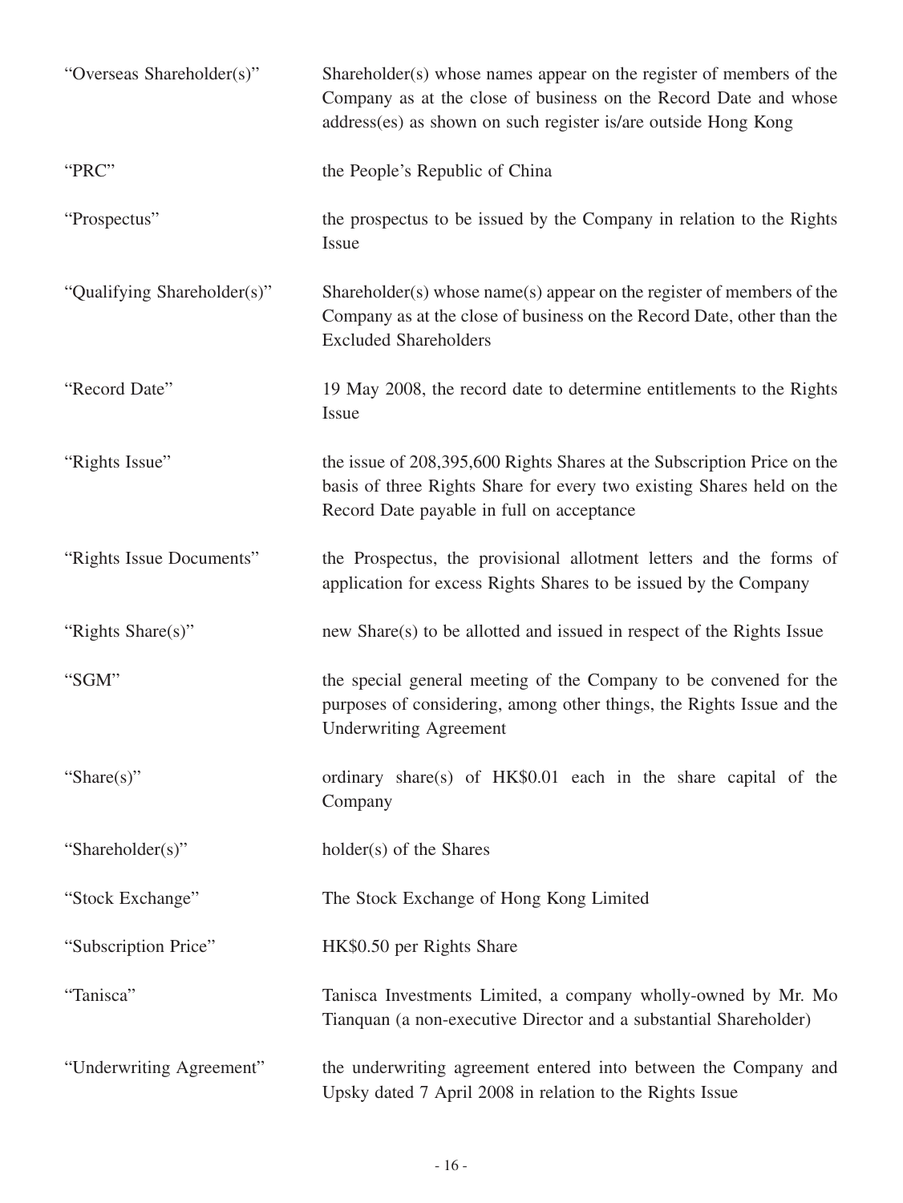| | |
|---|---|
| "Overseas Shareholder(s)" | Shareholder(s) whose names appear on the register of members of the Company as at the close of business on the Record Date and whose address(es) as shown on such register is/are outside Hong Kong |
| "PRC" | the People's Republic of China |
| "Prospectus" | the prospectus to be issued by the Company in relation to the Rights Issue |
| "Qualifying Shareholder(s)" | Shareholder(s) whose name(s) appear on the register of members of the Company as at the close of business on the Record Date, other than the Excluded Shareholders |
| "Record Date" | 19 May 2008, the record date to determine entitlements to the Rights Issue |
| "Rights Issue" | the issue of 208,395,600 Rights Shares at the Subscription Price on the basis of three Rights Share for every two existing Shares held on the Record Date payable in full on acceptance |
| "Rights Issue Documents" | the Prospectus, the provisional allotment letters and the forms of application for excess Rights Shares to be issued by the Company |
| "Rights Share(s)" | new Share(s) to be allotted and issued in respect of the Rights Issue |
| "SGM" | the special general meeting of the Company to be convened for the purposes of considering, among other things, the Rights Issue and the Underwriting Agreement |
| "Share(s)" | ordinary share(s) of HK$0.01 each in the share capital of the Company |
| "Shareholder(s)" | holder(s) of the Shares |
| "Stock Exchange" | The Stock Exchange of Hong Kong Limited |
| "Subscription Price" | HK$0.50 per Rights Share |
| "Tanisca" | Tanisca Investments Limited, a company wholly-owned by Mr. Mo Tianquan (a non-executive Director and a substantial Shareholder) |
| "Underwriting Agreement" | the underwriting agreement entered into between the Company and Upsky dated 7 April 2008 in relation to the Rights Issue |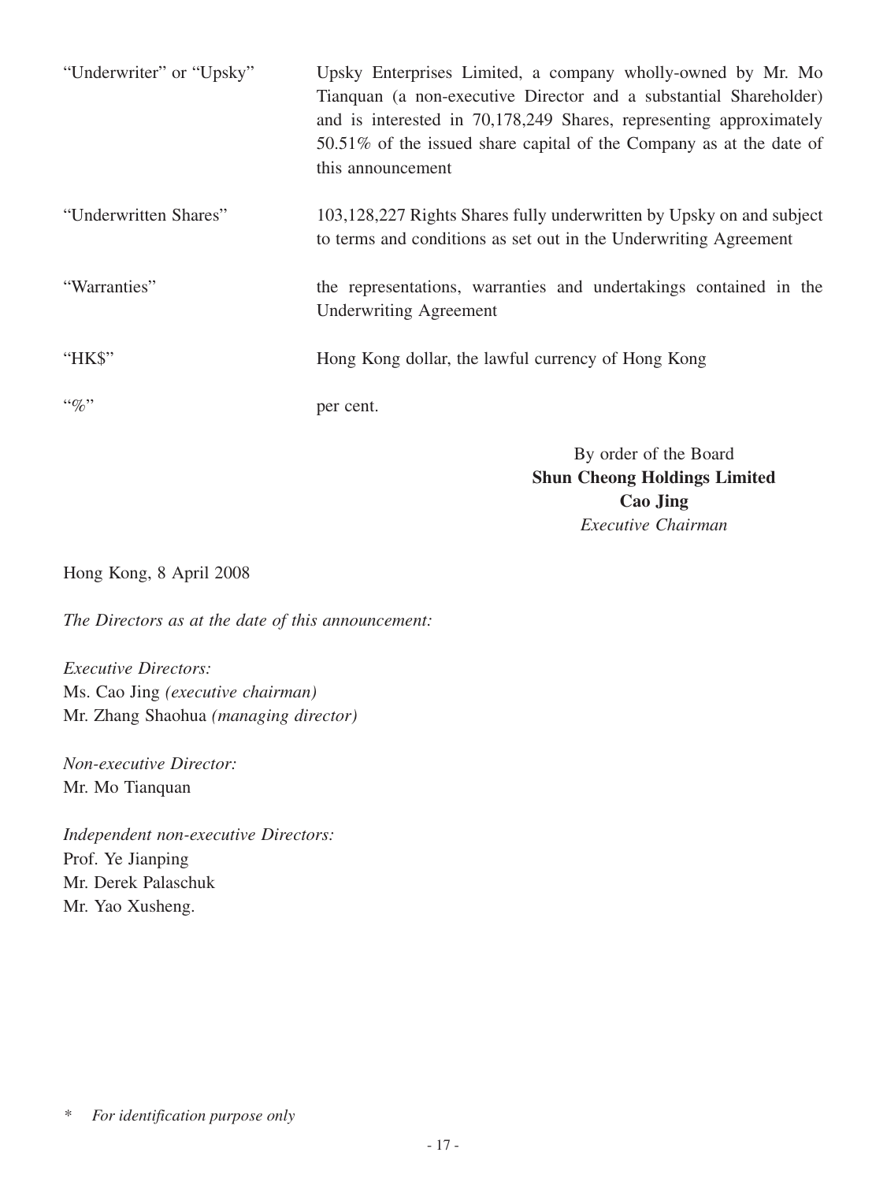| | |
|---|---|
| "Underwriter" or "Upsky" | Upsky Enterprises Limited, a company wholly-owned by Mr. Mo Tianquan (a non-executive Director and a substantial Shareholder) and is interested in 70,178,249 Shares, representing approximately 50.51% of the issued share capital of the Company as at the date of this announcement |
| "Underwritten Shares" | 103,128,227 Rights Shares fully underwritten by Upsky on and subject to terms and conditions as set out in the Underwriting Agreement |
| "Warranties" | the representations, warranties and undertakings contained in the Underwriting Agreement |
| "HK$" | Hong Kong dollar, the lawful currency of Hong Kong |
| "%" | per cent. |

By order of the Board
**Shun Cheong Holdings Limited**
**Cao Jing**
*Executive Chairman*

Hong Kong, 8 April 2008

*The Directors as at the date of this announcement:*

*Executive Directors:*
Ms. Cao Jing *(executive chairman)*
Mr. Zhang Shaohua *(managing director)*

*Non-executive Director:*
Mr. Mo Tianquan

*Independent non-executive Directors:*
Prof. Ye Jianping
Mr. Derek Palaschuk
Mr. Yao Xusheng.

\* *For identification purpose only*